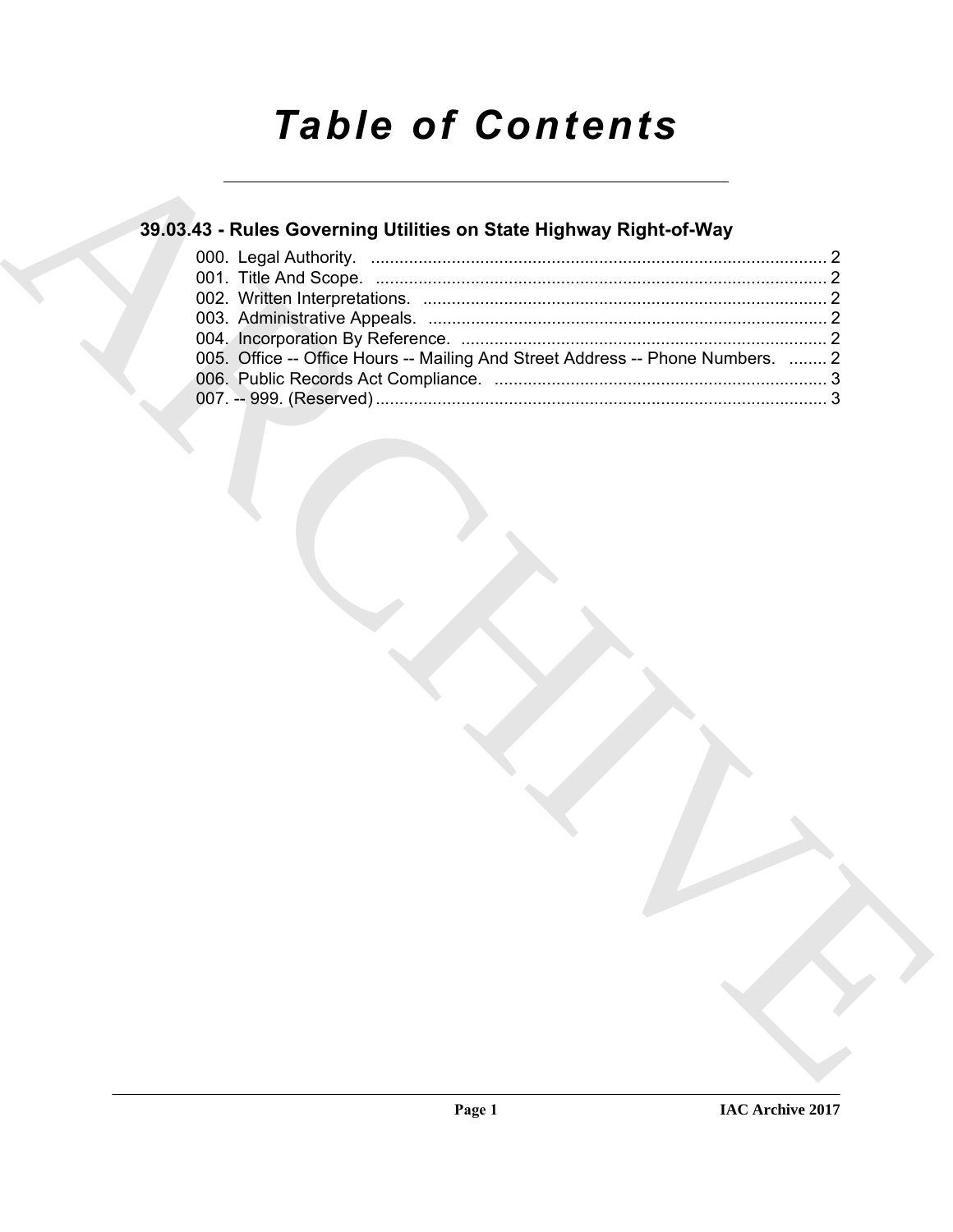# *Table of Contents*

## 39.03.43 - Rules Governing Utilities on State Highway Right-of-Way

000. Legal Authority. ............................................................................................... 2
001. Title And Scope. ............................................................................................... 2
002. Written Interpretations. ..................................................................................... 2
003. Administrative Appeals. .................................................................................... 2
004. Incorporation By Reference. ............................................................................. 2
005. Office -- Office Hours -- Mailing And Street Address -- Phone Numbers. ........ 2
006. Public Records Act Compliance. ...................................................................... 3
007. -- 999. (Reserved) ............................................................................................... 3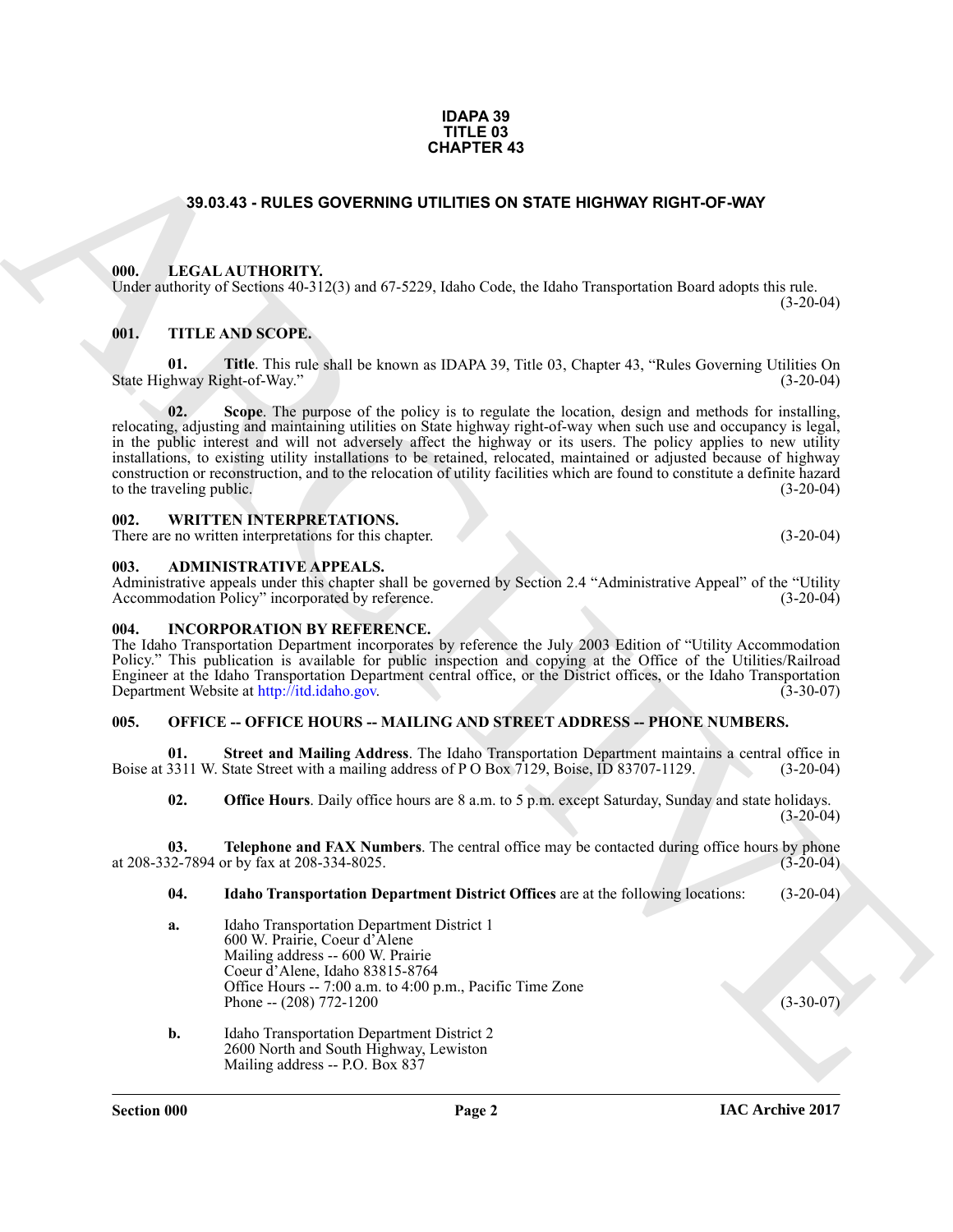**IDAPA 39**
**TITLE 03**
**CHAPTER 43**

# 39.03.43 - RULES GOVERNING UTILITIES ON STATE HIGHWAY RIGHT-OF-WAY

## 000. LEGAL AUTHORITY.

Under authority of Sections 40-312(3) and 67-5229, Idaho Code, the Idaho Transportation Board adopts this rule. (3-20-04)

## 001. TITLE AND SCOPE.

**01. Title**. This rule shall be known as IDAPA 39, Title 03, Chapter 43, "Rules Governing Utilities On State Highway Right-of-Way." (3-20-04)

**02. Scope**. The purpose of the policy is to regulate the location, design and methods for installing, relocating, adjusting and maintaining utilities on State highway right-of-way when such use and occupancy is legal, in the public interest and will not adversely affect the highway or its users. The policy applies to new utility installations, to existing utility installations to be retained, relocated, maintained or adjusted because of highway construction or reconstruction, and to the relocation of utility facilities which are found to constitute a definite hazard to the traveling public. (3-20-04)

## 002. WRITTEN INTERPRETATIONS.

There are no written interpretations for this chapter. (3-20-04)

## 003. ADMINISTRATIVE APPEALS.

Administrative appeals under this chapter shall be governed by Section 2.4 "Administrative Appeal" of the "Utility Accommodation Policy" incorporated by reference. (3-20-04)

## 004. INCORPORATION BY REFERENCE.

The Idaho Transportation Department incorporates by reference the July 2003 Edition of "Utility Accommodation Policy." This publication is available for public inspection and copying at the Office of the Utilities/Railroad Engineer at the Idaho Transportation Department central office, or the District offices, or the Idaho Transportation Department Website at http://itd.idaho.gov. (3-30-07)

## 005. OFFICE -- OFFICE HOURS -- MAILING AND STREET ADDRESS -- PHONE NUMBERS.

**01. Street and Mailing Address**. The Idaho Transportation Department maintains a central office in Boise at 3311 W. State Street with a mailing address of P O Box 7129, Boise, ID 83707-1129. (3-20-04)

**02. Office Hours**. Daily office hours are 8 a.m. to 5 p.m. except Saturday, Sunday and state holidays. (3-20-04)

**03. Telephone and FAX Numbers**. The central office may be contacted during office hours by phone at 208-332-7894 or by fax at 208-334-8025. (3-20-04)

**04. Idaho Transportation Department District Offices** are at the following locations: (3-20-04)

**a.** Idaho Transportation Department District 1
600 W. Prairie, Coeur d'Alene
Mailing address -- 600 W. Prairie
Coeur d'Alene, Idaho 83815-8764
Office Hours -- 7:00 a.m. to 4:00 p.m., Pacific Time Zone
Phone -- (208) 772-1200 (3-30-07)

**b.** Idaho Transportation Department District 2
2600 North and South Highway, Lewiston
Mailing address -- P.O. Box 837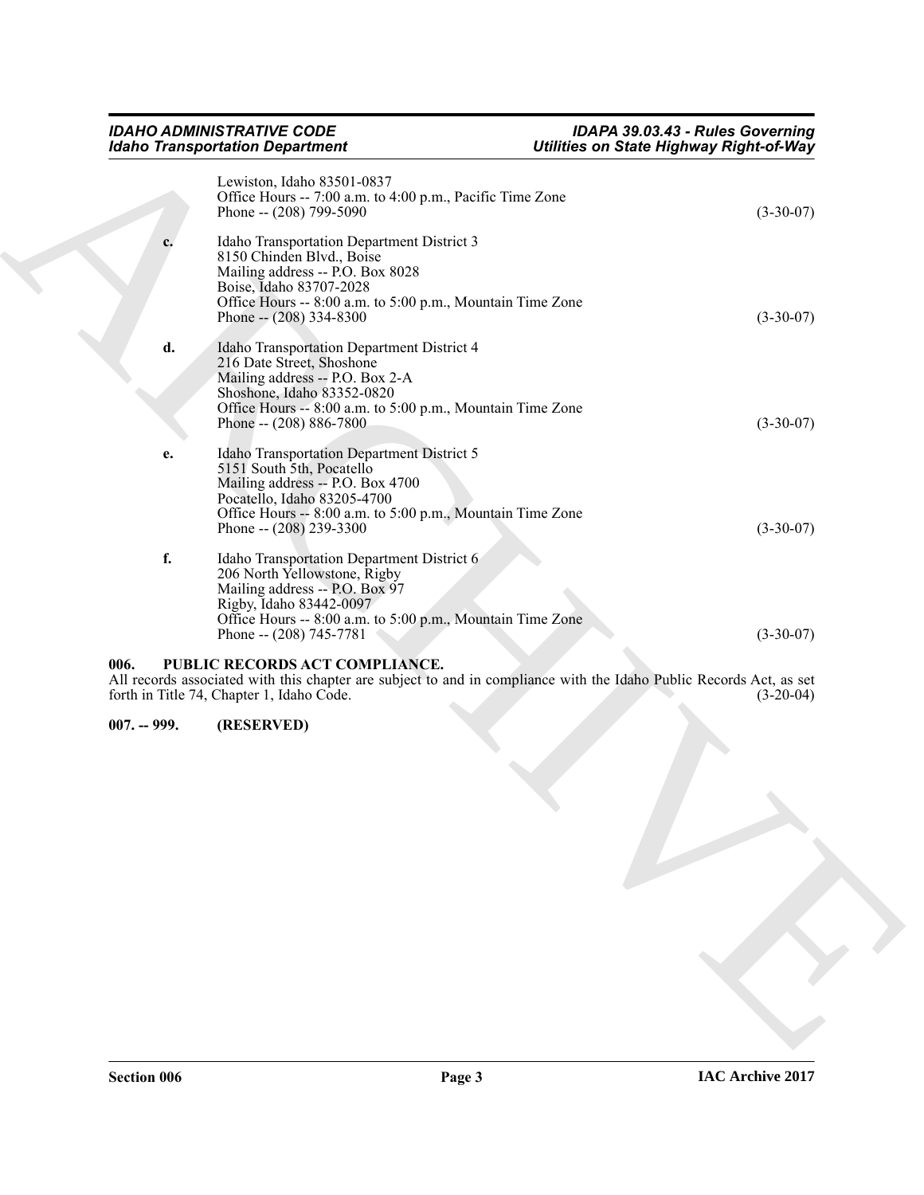Lewiston, Idaho 83501-0837
Office Hours -- 7:00 a.m. to 4:00 p.m., Pacific Time Zone
Phone -- (208) 799-5090 (3-30-07)

**c.** Idaho Transportation Department District 3
8150 Chinden Blvd., Boise
Mailing address -- P.O. Box 8028
Boise, Idaho 83707-2028
Office Hours -- 8:00 a.m. to 5:00 p.m., Mountain Time Zone
Phone -- (208) 334-8300 (3-30-07)

**d.** Idaho Transportation Department District 4
216 Date Street, Shoshone
Mailing address -- P.O. Box 2-A
Shoshone, Idaho 83352-0820
Office Hours -- 8:00 a.m. to 5:00 p.m., Mountain Time Zone
Phone -- (208) 886-7800 (3-30-07)

**e.** Idaho Transportation Department District 5
5151 South 5th, Pocatello
Mailing address -- P.O. Box 4700
Pocatello, Idaho 83205-4700
Office Hours -- 8:00 a.m. to 5:00 p.m., Mountain Time Zone
Phone -- (208) 239-3300 (3-30-07)

**f.** Idaho Transportation Department District 6
206 North Yellowstone, Rigby
Mailing address -- P.O. Box 97
Rigby, Idaho 83442-0097
Office Hours -- 8:00 a.m. to 5:00 p.m., Mountain Time Zone
Phone -- (208) 745-7781 (3-30-07)

### 006. PUBLIC RECORDS ACT COMPLIANCE.

All records associated with this chapter are subject to and in compliance with the Idaho Public Records Act, as set forth in Title 74, Chapter 1, Idaho Code. (3-20-04)

### 007. -- 999. (RESERVED)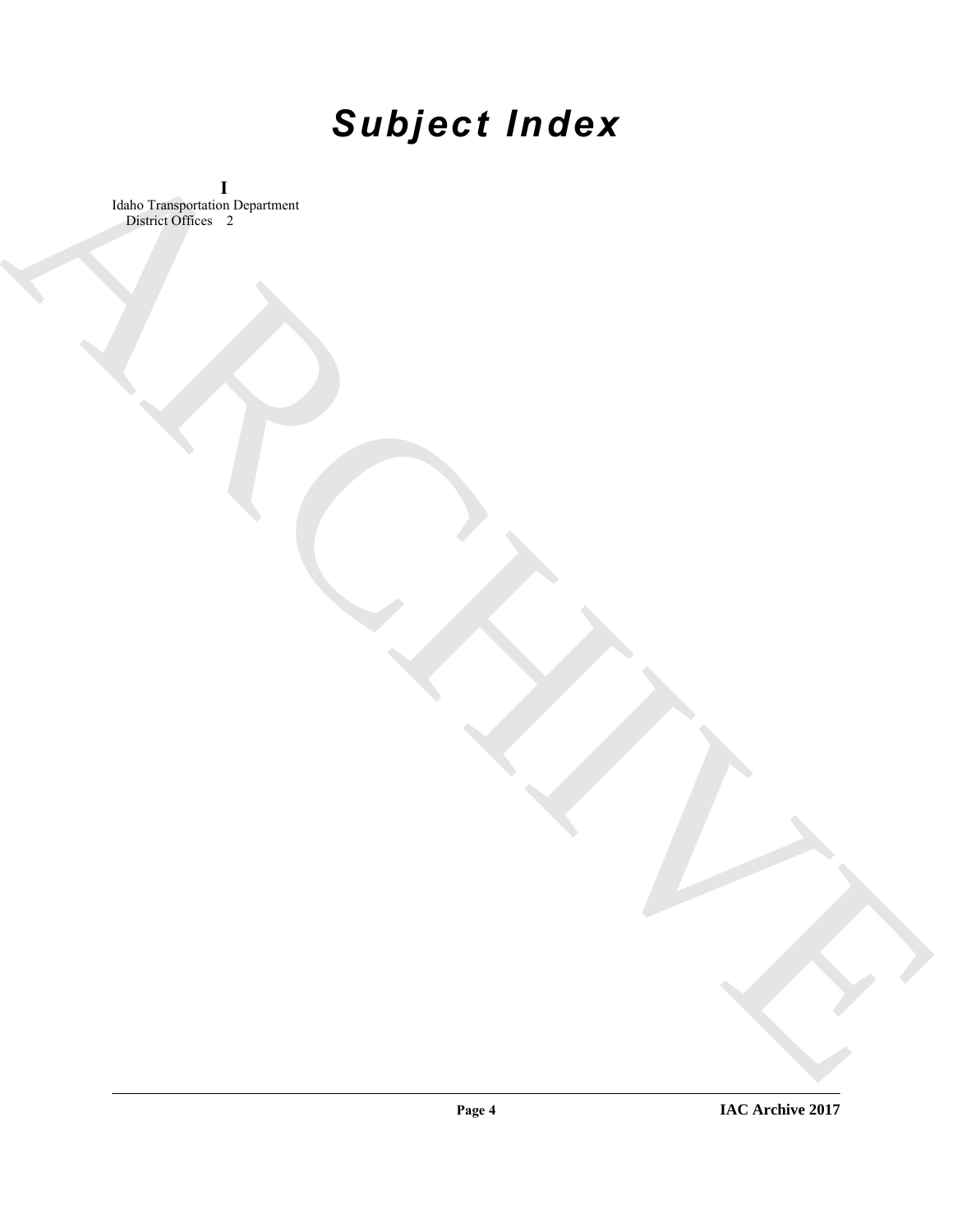# *Subject Index*

**I**

Idaho Transportation Department
District Offices 2